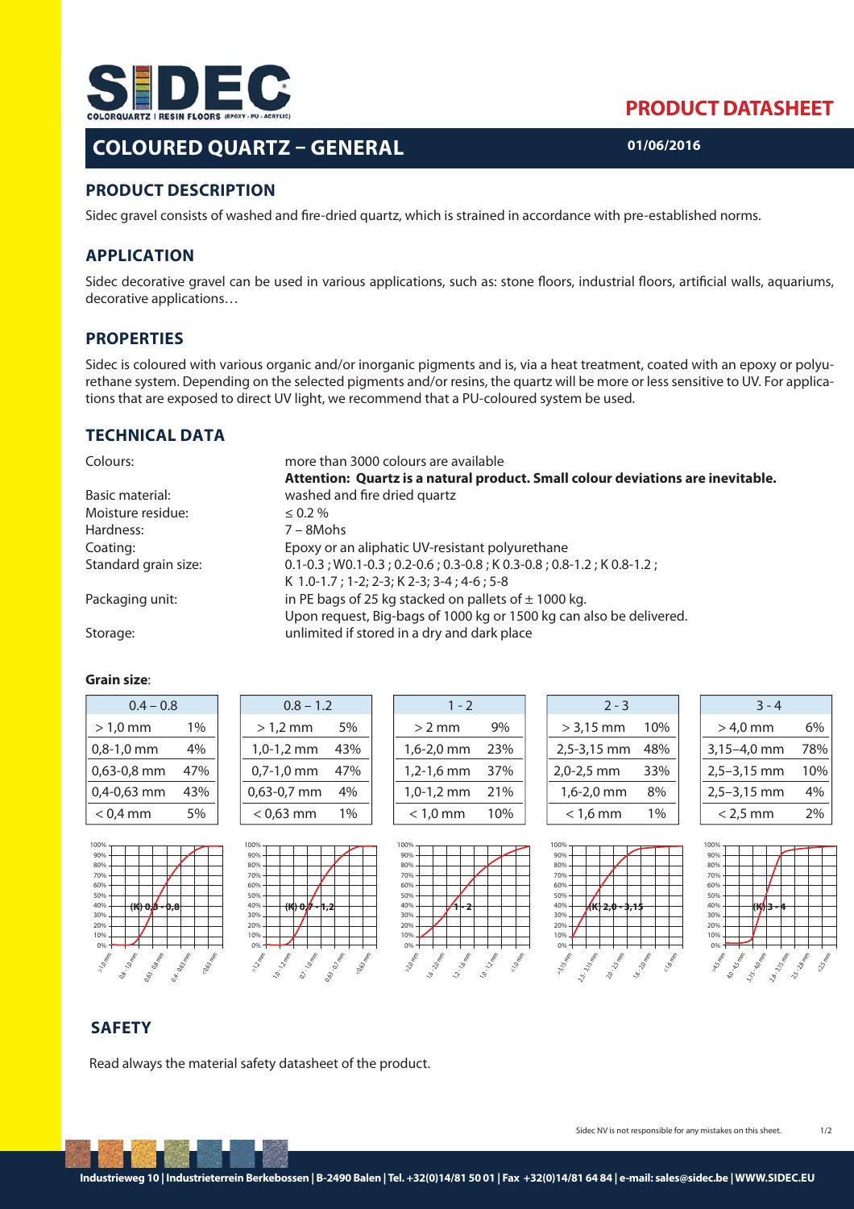# PRODUCT DATASHEET

## COLOURED QUARTZ – GENERAL

01/06/2016

### PRODUCT DESCRIPTION

Sidec gravel consists of washed and fire-dried quartz, which is strained in accordance with pre-established norms.

### APPLICATION

Sidec decorative gravel can be used in various applications, such as: stone floors, industrial floors, artificial walls, aquariums, decorative applications…

### PROPERTIES

Sidec is coloured with various organic and/or inorganic pigments and is, via a heat treatment, coated with an epoxy or polyurethane system. Depending on the selected pigments and/or resins, the quartz will be more or less sensitive to UV. For applications that are exposed to direct UV light, we recommend that a PU-coloured system be used.

### TECHNICAL DATA

| | |
|---|---|
| Colours: | more than 3000 colours are available<br>**Attention: Quartz is a natural product. Small colour deviations are inevitable.** |
| Basic material: | washed and fire dried quartz |
| Moisture residue: | ≤ 0.2 % |
| Hardness: | 7 – 8Mohs |
| Coating: | Epoxy or an aliphatic UV-resistant polyurethane |
| Standard grain size: | 0.1-0.3 ; W0.1-0.3 ; 0.2-0.6 ; 0.3-0.8 ; K 0.3-0.8 ; 0.8-1.2 ; K 0.8-1.2 ; K 1.0-1.7 ; 1-2; 2-3; K 2-3; 3-4 ; 4-6 ; 5-8 |
| Packaging unit: | in PE bags of 25 kg stacked on pallets of ± 1000 kg.<br>Upon request, Big-bags of 1000 kg or 1500 kg can also be delivered. |
| Storage: | unlimited if stored in a dry and dark place |

**Grain size**:

| 0.4 – 0.8 | |
|---|---|
| > 1,0 mm | 1% |
| 0,8-1,0 mm | 4% |
| 0,63-0,8 mm | 47% |
| 0,4-0,63 mm | 43% |
| < 0,4 mm | 5% |

| 0.8 – 1.2 | |
|---|---|
| > 1,2 mm | 5% |
| 1,0-1,2 mm | 43% |
| 0,7-1,0 mm | 47% |
| 0,63-0,7 mm | 4% |
| < 0,63 mm | 1% |

| 1 - 2 | |
|---|---|
| > 2 mm | 9% |
| 1,6-2,0 mm | 23% |
| 1,2-1,6 mm | 37% |
| 1,0-1,2 mm | 21% |
| < 1,0 mm | 10% |

| 2 - 3 | |
|---|---|
| > 3,15 mm | 10% |
| 2,5-3,15 mm | 48% |
| 2,0-2,5 mm | 33% |
| 1,6-2,0 mm | 8% |
| < 1,6 mm | 1% |

| 3 - 4 | |
|---|---|
| > 4,0 mm | 6% |
| 3,15–4,0 mm | 78% |
| 2,5–3,15 mm | 10% |
| 2,5–3,15 mm | 4% |
| < 2,5 mm | 2% |

### SAFETY

Read always the material safety datasheet of the product.

Sidec NV is not responsible for any mistakes on this sheet.

Industrieweg 10 | Industrieterrein Berkebossen | B-2490 Balen | Tel. +32(0)14/81 50 01 | Fax +32(0)14/81 64 84 | e-mail: sales@sidec.be | WWW.SIDEC.EU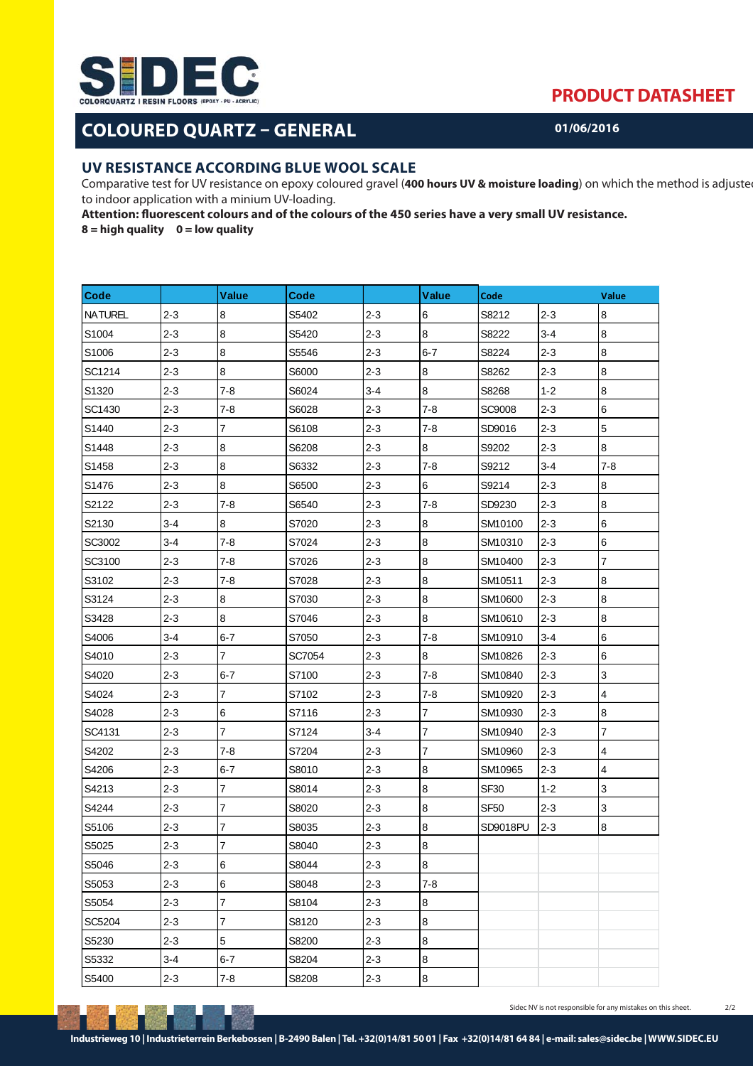# COLOURED QUARTZ – GENERAL

**PRODUCT DATASHEET**

01/06/2016

## UV RESISTANCE ACCORDING BLUE WOOL SCALE

Comparative test for UV resistance on epoxy coloured gravel (**400 hours UV & moisture loading**) on which the method is adjusted to indoor application with a minium UV-loading.

**Attention: fluorescent colours and of the colours of the 450 series have a very small UV resistance.**

**8 = high quality 0 = low quality**

| Code | | Value | Code | | Value | Code | | Value |
|---|---|---|---|---|---|---|---|---|
| NATUREL | 2-3 | 8 | S5402 | 2-3 | 6 | S8212 | 2-3 | 8 |
| S1004 | 2-3 | 8 | S5420 | 2-3 | 8 | S8222 | 3-4 | 8 |
| S1006 | 2-3 | 8 | S5546 | 2-3 | 6-7 | S8224 | 2-3 | 8 |
| SC1214 | 2-3 | 8 | S6000 | 2-3 | 8 | S8262 | 2-3 | 8 |
| S1320 | 2-3 | 7-8 | S6024 | 3-4 | 8 | S8268 | 1-2 | 8 |
| SC1430 | 2-3 | 7-8 | S6028 | 2-3 | 7-8 | SC9008 | 2-3 | 6 |
| S1440 | 2-3 | 7 | S6108 | 2-3 | 7-8 | SD9016 | 2-3 | 5 |
| S1448 | 2-3 | 8 | S6208 | 2-3 | 8 | S9202 | 2-3 | 8 |
| S1458 | 2-3 | 8 | S6332 | 2-3 | 7-8 | S9212 | 3-4 | 7-8 |
| S1476 | 2-3 | 8 | S6500 | 2-3 | 6 | S9214 | 2-3 | 8 |
| S2122 | 2-3 | 7-8 | S6540 | 2-3 | 7-8 | SD9230 | 2-3 | 8 |
| S2130 | 3-4 | 8 | S7020 | 2-3 | 8 | SM10100 | 2-3 | 6 |
| SC3002 | 3-4 | 7-8 | S7024 | 2-3 | 8 | SM10310 | 2-3 | 6 |
| SC3100 | 2-3 | 7-8 | S7026 | 2-3 | 8 | SM10400 | 2-3 | 7 |
| S3102 | 2-3 | 7-8 | S7028 | 2-3 | 8 | SM10511 | 2-3 | 8 |
| S3124 | 2-3 | 8 | S7030 | 2-3 | 8 | SM10600 | 2-3 | 8 |
| S3428 | 2-3 | 8 | S7046 | 2-3 | 8 | SM10610 | 2-3 | 8 |
| S4006 | 3-4 | 6-7 | S7050 | 2-3 | 7-8 | SM10910 | 3-4 | 6 |
| S4010 | 2-3 | 7 | SC7054 | 2-3 | 8 | SM10826 | 2-3 | 6 |
| S4020 | 2-3 | 6-7 | S7100 | 2-3 | 7-8 | SM10840 | 2-3 | 3 |
| S4024 | 2-3 | 7 | S7102 | 2-3 | 7-8 | SM10920 | 2-3 | 4 |
| S4028 | 2-3 | 6 | S7116 | 2-3 | 7 | SM10930 | 2-3 | 8 |
| SC4131 | 2-3 | 7 | S7124 | 3-4 | 7 | SM10940 | 2-3 | 7 |
| S4202 | 2-3 | 7-8 | S7204 | 2-3 | 7 | SM10960 | 2-3 | 4 |
| S4206 | 2-3 | 6-7 | S8010 | 2-3 | 8 | SM10965 | 2-3 | 4 |
| S4213 | 2-3 | 7 | S8014 | 2-3 | 8 | SF30 | 1-2 | 3 |
| S4244 | 2-3 | 7 | S8020 | 2-3 | 8 | SF50 | 2-3 | 3 |
| S5106 | 2-3 | 7 | S8035 | 2-3 | 8 | SD9018PU | 2-3 | 8 |
| S5025 | 2-3 | 7 | S8040 | 2-3 | 8 | | | |
| S5046 | 2-3 | 6 | S8044 | 2-3 | 8 | | | |
| S5053 | 2-3 | 6 | S8048 | 2-3 | 7-8 | | | |
| S5054 | 2-3 | 7 | S8104 | 2-3 | 8 | | | |
| SC5204 | 2-3 | 7 | S8120 | 2-3 | 8 | | | |
| S5230 | 2-3 | 5 | S8200 | 2-3 | 8 | | | |
| S5332 | 3-4 | 6-7 | S8204 | 2-3 | 8 | | | |
| S5400 | 2-3 | 7-8 | S8208 | 2-3 | 8 | | | |

Sidec NV is not responsible for any mistakes on this sheet.

Industrieweg 10 | Industrieterrein Berkebossen | B-2490 Balen | Tel. +32(0)14/81 50 01 | Fax +32(0)14/81 64 84 | e-mail: sales@sidec.be | WWW.SIDEC.EU